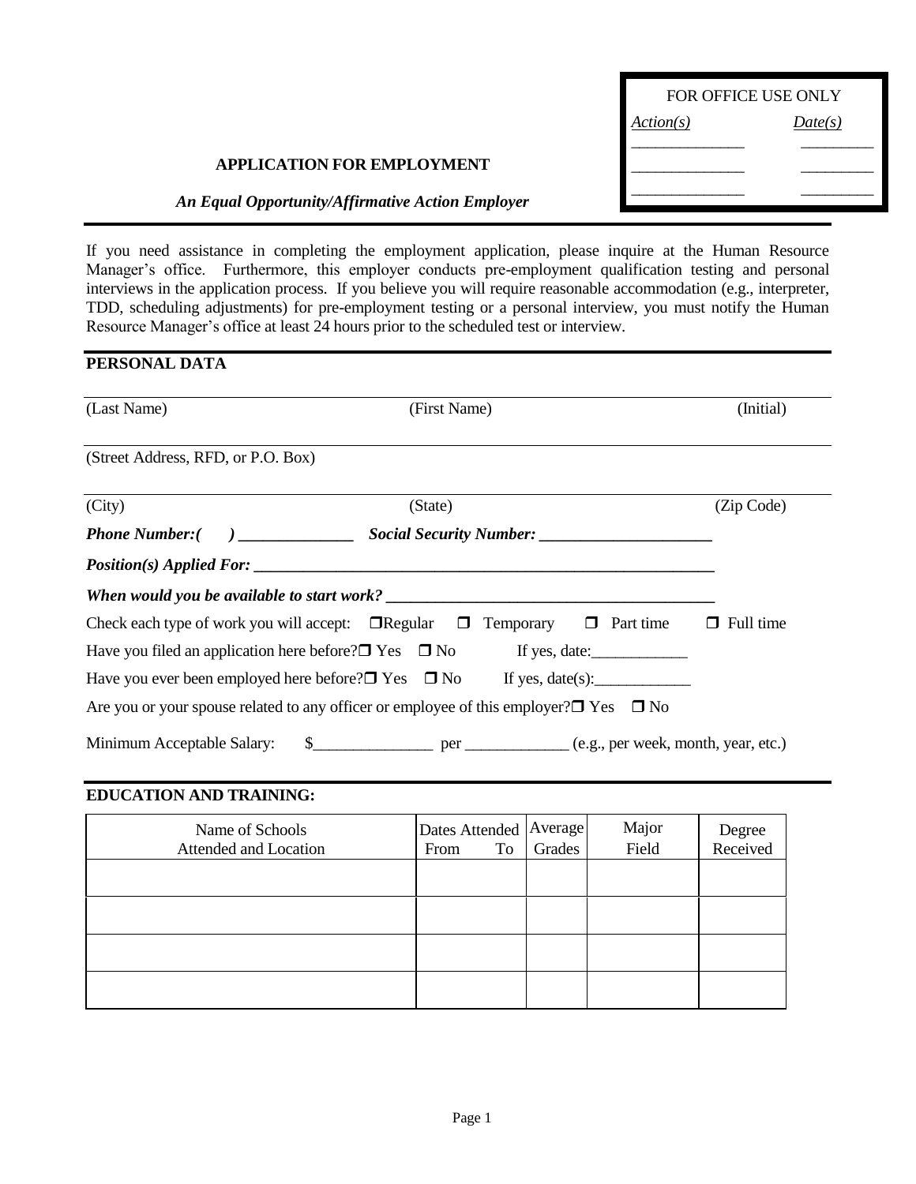| FOR OFFICE USE ONLY | |
|---|---|
| *Action(s)* | *Date(s)* |
| ______________ | _________ |
| ______________ | _________ |
| ______________ | _________ |

**APPLICATION FOR EMPLOYMENT**

***An Equal Opportunity/Affirmative Action Employer***

If you need assistance in completing the employment application, please inquire at the Human Resource Manager's office. Furthermore, this employer conducts pre-employment qualification testing and personal interviews in the application process. If you believe you will require reasonable accommodation (e.g., interpreter, TDD, scheduling adjustments) for pre-employment testing or a personal interview, you must notify the Human Resource Manager's office at least 24 hours prior to the scheduled test or interview.

## PERSONAL DATA

(Last Name) (First Name) (Initial)

(Street Address, RFD, or P.O. Box)

(City) (State) (Zip Code)

***Phone Number:( ) ______________ Social Security Number: _____________________***

***Position(s) Applied For: ___________________________________________________________***

***When would you be available to start work? _________________________________________***

Check each type of work you will accept: ❒ Regular ❒ Temporary ❒ Part time ❒ Full time

Have you filed an application here before? ❒ Yes ❒ No If yes, date:____________

Have you ever been employed here before? ❒ Yes ❒ No If yes, date(s):____________

Are you or your spouse related to any officer or employee of this employer? ❒ Yes ❒ No

Minimum Acceptable Salary: $_______________ per _____________ (e.g., per week, month, year, etc.)

## EDUCATION AND TRAINING:

| Name of Schools Attended and Location | Dates Attended From To | Average Grades | Major Field | Degree Received |
|---|---|---|---|---|
| | | | | |
| | | | | |
| | | | | |
| | | | | |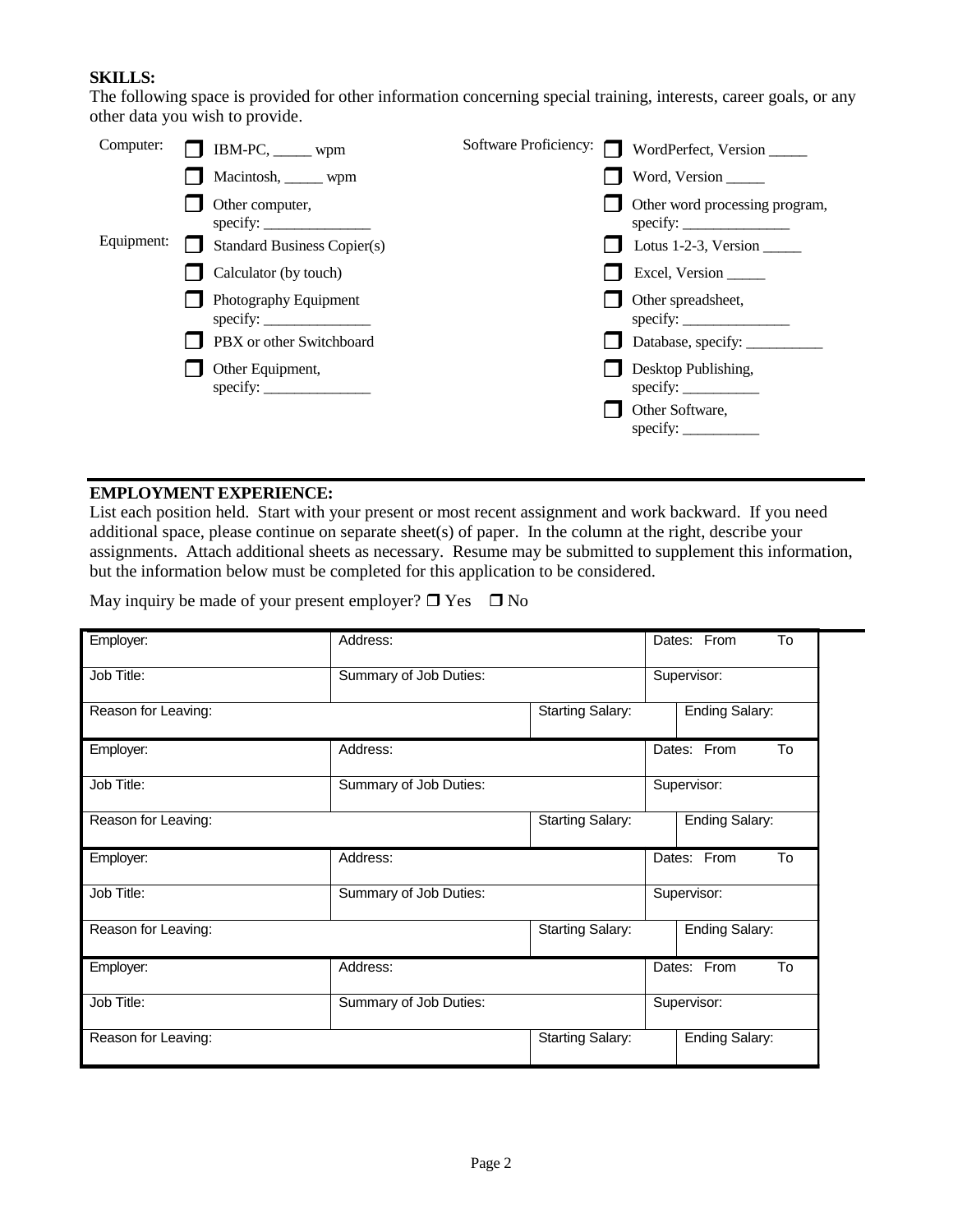**SKILLS:**

The following space is provided for other information concerning special training, interests, career goals, or any other data you wish to provide.

Computer:

- ❒ IBM-PC, _____ wpm
- ❒ Macintosh, _____ wpm
- ❒ Other computer, specify: ______________

Equipment:

- ❒ Standard Business Copier(s)
- ❒ Calculator (by touch)
- ❒ Photography Equipment specify: ______________
- ❒ PBX or other Switchboard
- ❒ Other Equipment, specify: ______________

Software Proficiency:

- ❒ WordPerfect, Version _____
- ❒ Word, Version _____
- ❒ Other word processing program, specify: ______________
- ❒ Lotus 1-2-3, Version _____
- ❒ Excel, Version _____
- ❒ Other spreadsheet, specify: ______________
- ❒ Database, specify: __________
- ❒ Desktop Publishing, specify: __________
- ❒ Other Software, specify: __________

**EMPLOYMENT EXPERIENCE:**

List each position held. Start with your present or most recent assignment and work backward. If you need additional space, please continue on separate sheet(s) of paper. In the column at the right, describe your assignments. Attach additional sheets as necessary. Resume may be submitted to supplement this information, but the information below must be completed for this application to be considered.

May inquiry be made of your present employer? ❒ Yes ❒ No

| Employer: | Address: | | Dates: From To |
|---|---|---|---|
| Job Title: | Summary of Job Duties: | | Supervisor: |
| Reason for Leaving: | | Starting Salary: | Ending Salary: |
| Employer: | Address: | | Dates: From To |
| Job Title: | Summary of Job Duties: | | Supervisor: |
| Reason for Leaving: | | Starting Salary: | Ending Salary: |
| Employer: | Address: | | Dates: From To |
| Job Title: | Summary of Job Duties: | | Supervisor: |
| Reason for Leaving: | | Starting Salary: | Ending Salary: |
| Employer: | Address: | | Dates: From To |
| Job Title: | Summary of Job Duties: | | Supervisor: |
| Reason for Leaving: | | Starting Salary: | Ending Salary: |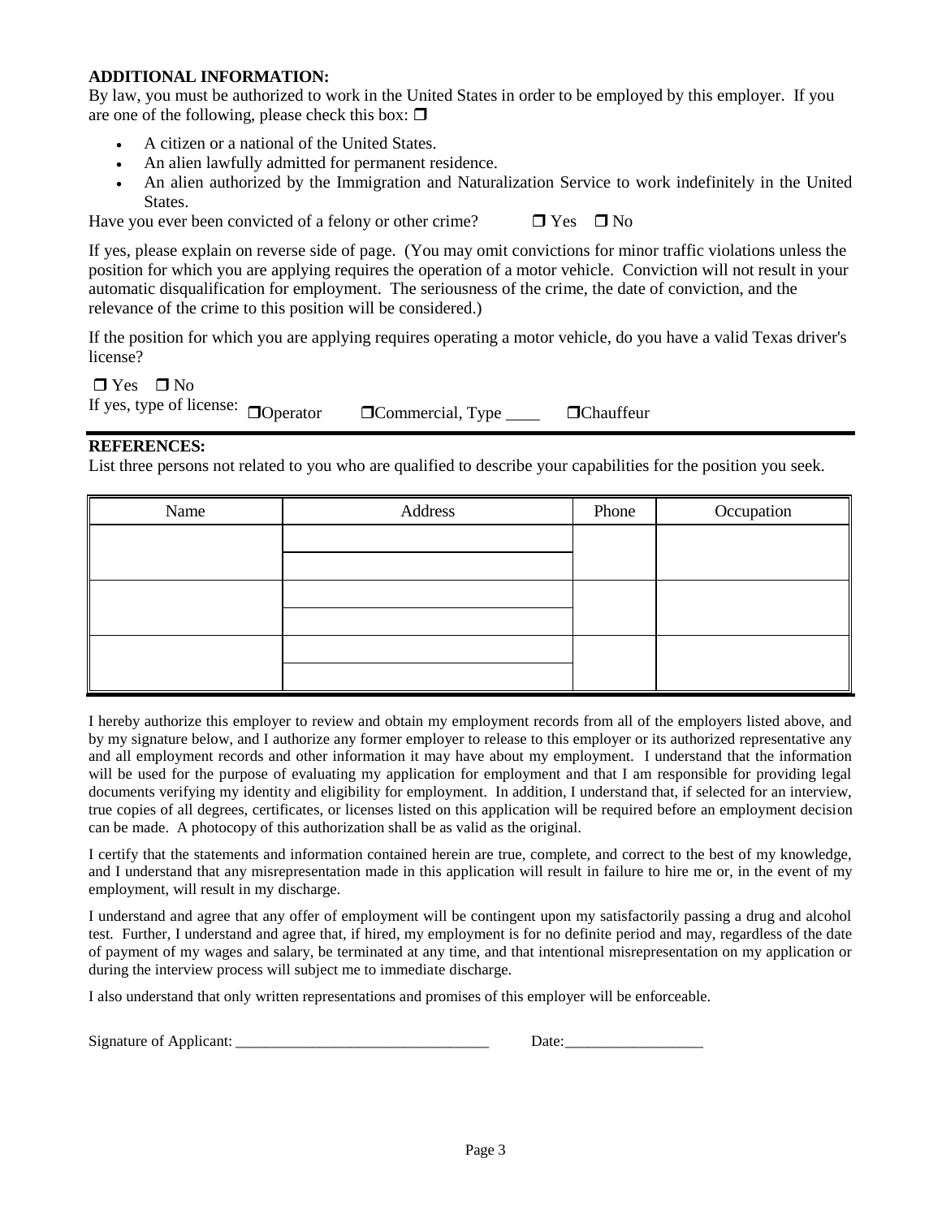**ADDITIONAL INFORMATION:**

By law, you must be authorized to work in the United States in order to be employed by this employer. If you are one of the following, please check this box: ❐

- A citizen or a national of the United States.
- An alien lawfully admitted for permanent residence.
- An alien authorized by the Immigration and Naturalization Service to work indefinitely in the United States.

Have you ever been convicted of a felony or other crime? ❐ Yes ❐ No

If yes, please explain on reverse side of page. (You may omit convictions for minor traffic violations unless the position for which you are applying requires the operation of a motor vehicle. Conviction will not result in your automatic disqualification for employment. The seriousness of the crime, the date of conviction, and the relevance of the crime to this position will be considered.)

If the position for which you are applying requires operating a motor vehicle, do you have a valid Texas driver's license?

❐ Yes ❐ No

If yes, type of license: ❐Operator ❐Commercial, Type ____ ❐Chauffeur

**REFERENCES:**

List three persons not related to you who are qualified to describe your capabilities for the position you seek.

| Name | Address | Phone | Occupation |
|---|---|---|---|
| | | | |
| | | | |
| | | | |
| | | | |
| | | | |
| | | | |

I hereby authorize this employer to review and obtain my employment records from all of the employers listed above, and by my signature below, and I authorize any former employer to release to this employer or its authorized representative any and all employment records and other information it may have about my employment. I understand that the information will be used for the purpose of evaluating my application for employment and that I am responsible for providing legal documents verifying my identity and eligibility for employment. In addition, I understand that, if selected for an interview, true copies of all degrees, certificates, or licenses listed on this application will be required before an employment decision can be made. A photocopy of this authorization shall be as valid as the original.

I certify that the statements and information contained herein are true, complete, and correct to the best of my knowledge, and I understand that any misrepresentation made in this application will result in failure to hire me or, in the event of my employment, will result in my discharge.

I understand and agree that any offer of employment will be contingent upon my satisfactorily passing a drug and alcohol test. Further, I understand and agree that, if hired, my employment is for no definite period and may, regardless of the date of payment of my wages and salary, be terminated at any time, and that intentional misrepresentation on my application or during the interview process will subject me to immediate discharge.

I also understand that only written representations and promises of this employer will be enforceable.

Signature of Applicant: ________________________________ Date:__________________